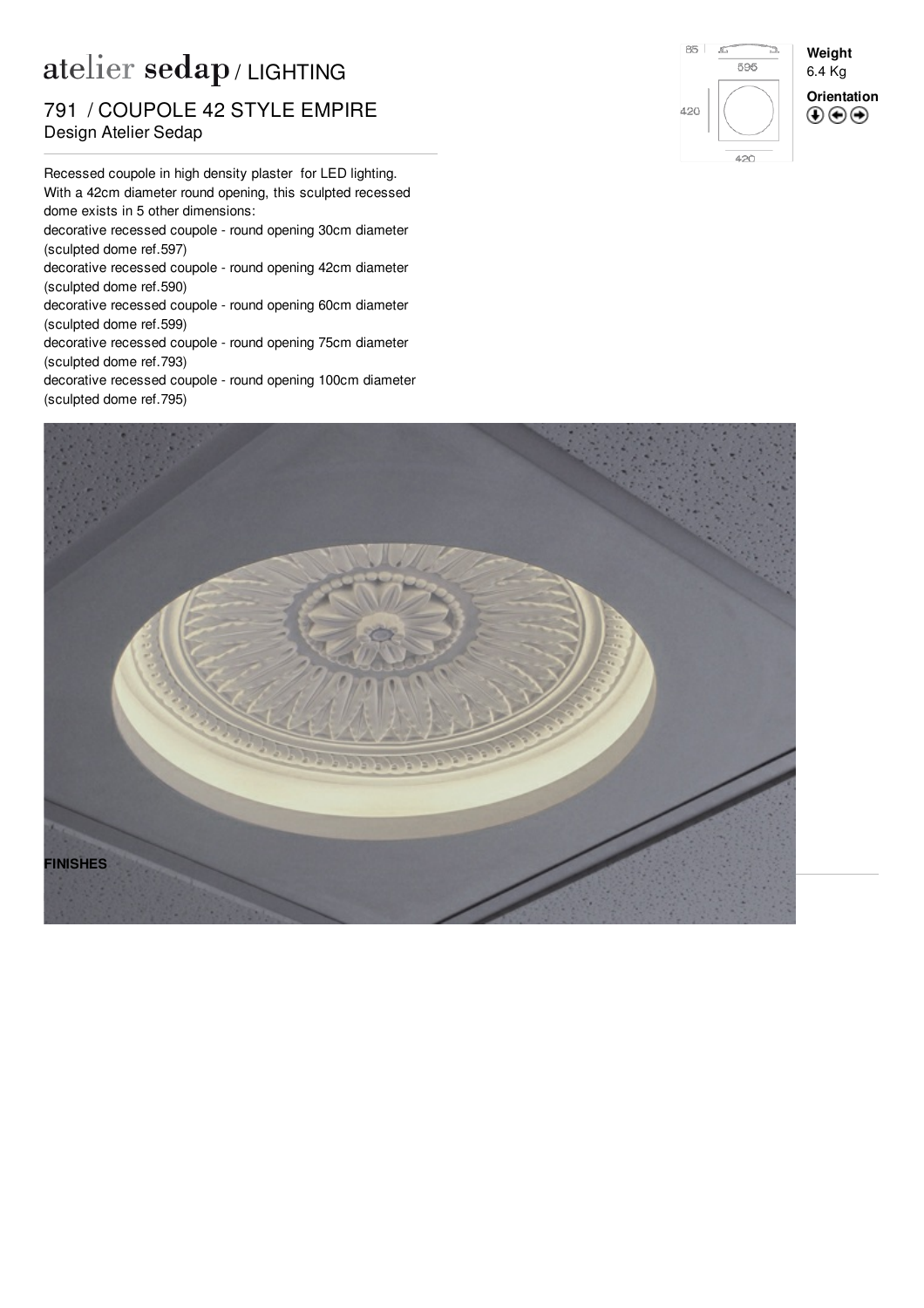# atelier sedap / LIGHTING

## 791 / COUPOLE 42 STYLE EMPIRE

Design Atelier Sedap

**Weight**
6.4 Kg

**Orientation**

Recessed coupole in high density plaster for LED lighting.
With a 42cm diameter round opening, this sculpted recessed dome exists in 5 other dimensions:
decorative recessed coupole - round opening 30cm diameter (sculpted dome ref.597)
decorative recessed coupole - round opening 42cm diameter (sculpted dome ref.590)
decorative recessed coupole - round opening 60cm diameter (sculpted dome ref.599)
decorative recessed coupole - round opening 75cm diameter (sculpted dome ref.793)
decorative recessed coupole - round opening 100cm diameter (sculpted dome ref.795)

**FINISHES**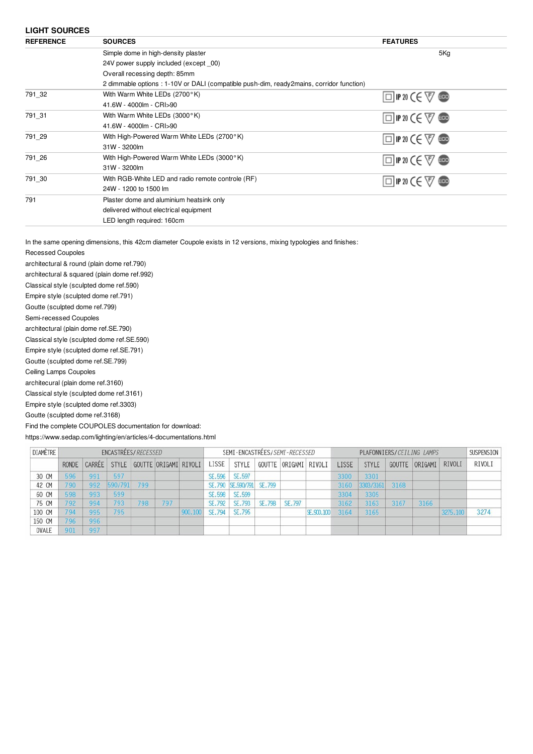## LIGHT SOURCES

| REFERENCE | SOURCES | FEATURES |
|---|---|---|
| | Simple dome in high-density plaster<br>24V power supply included (except _00)<br>Overall recessing depth: 85mm<br>2 dimmable options : 1-10V or DALI (compatible push-dim, ready2mains, corridor function) | 5Kg |
| 791_32 | With Warm White LEDs (2700° K)<br>41.6W - 4000lm - CRI>90 | IP 20 CE |
| 791_31 | With Warm White LEDs (3000° K)<br>41.6W - 4000lm - CRI>90 | IP 20 CE |
| 791_29 | With High-Powered Warm White LEDs (2700° K)<br>31W - 3200lm | IP 20 CE |
| 791_26 | With High-Powered Warm White LEDs (3000° K)<br>31W - 3200lm | IP 20 CE |
| 791_30 | With RGB-White LED and radio remote controle (RF)<br>24W - 1200 to 1500 lm | IP 20 CE |
| 791 | Plaster dome and aluminium heatsink only<br>delivered without electrical equipment<br>LED length required: 160cm | |

In the same opening dimensions, this 42cm diameter Coupole exists in 12 versions, mixing typologies and finishes:

Recessed Coupoles

architectural & round (plain dome ref.790)

architectural & squared (plain dome ref.992)

Classical style (sculpted dome ref.590)

Empire style (sculpted dome ref.791)

Goutte (sculpted dome ref.799)

Semi-recessed Coupoles

architectural (plain dome ref.SE.790)

Classical style (sculpted dome ref.SE.590)

Empire style (sculpted dome ref.SE.791)

Goutte (sculpted dome ref.SE.799)

Ceiling Lamps Coupoles

architecural (plain dome ref.3160)

Classical style (sculpted dome ref.3161)

Empire style (sculpted dome ref.3303)

Goutte (sculpted dome ref.3168)

Find the complete COUPOLES documentation for download:

https://www.sedap.com/lighting/en/articles/4-documentations.html

| DIAMÈTRE | ENCASTRÉES/*RECESSED* | | | | | | SEMI-ENCASTRÉES/*SEMI-RECESSED* | | | | | PLAFONNIERS/*CEILING LAMPS* | | | | | SUSPENSION |
|---|---|---|---|---|---|---|---|---|---|---|---|---|---|---|---|---|---|
| | RONDE | CARRÉE | STYLE | GOUTTE | ORIGAMI | RIVOLI | LISSE | STYLE | GOUTTE | ORIGAMI | RIVOLI | LISSE | STYLE | GOUTTE | ORIGAMI | RIVOLI | RIVOLI |
| 30 CM | 596 | 991 | 597 | | | | SE.596 | SE.597 | | | | 3300 | 3301 | | | | |
| 42 CM | 790 | 992 | 590/791 | 799 | | | SE.790 | SE.590/791 | SE.799 | | | 3160 | 3303/3161 | 3168 | | | |
| 60 CM | 598 | 993 | 599 | | | | SE.598 | SE.599 | | | | 3304 | 3305 | | | | |
| 75 CM | 792 | 994 | 793 | 798 | 797 | | SE.792 | SE.793 | SE.798 | SE.797 | | 3162 | 3163 | 3167 | 3166 | | |
| 100 CM | 794 | 995 | 795 | | | 900.100 | SE.794 | SE.795 | | | SE.900.100 | 3164 | 3165 | | | 3275.100 | 3274 |
| 150 CM | 796 | 996 | | | | | | | | | | | | | | | |
| OVALE | 901 | 997 | | | | | | | | | | | | | | | |